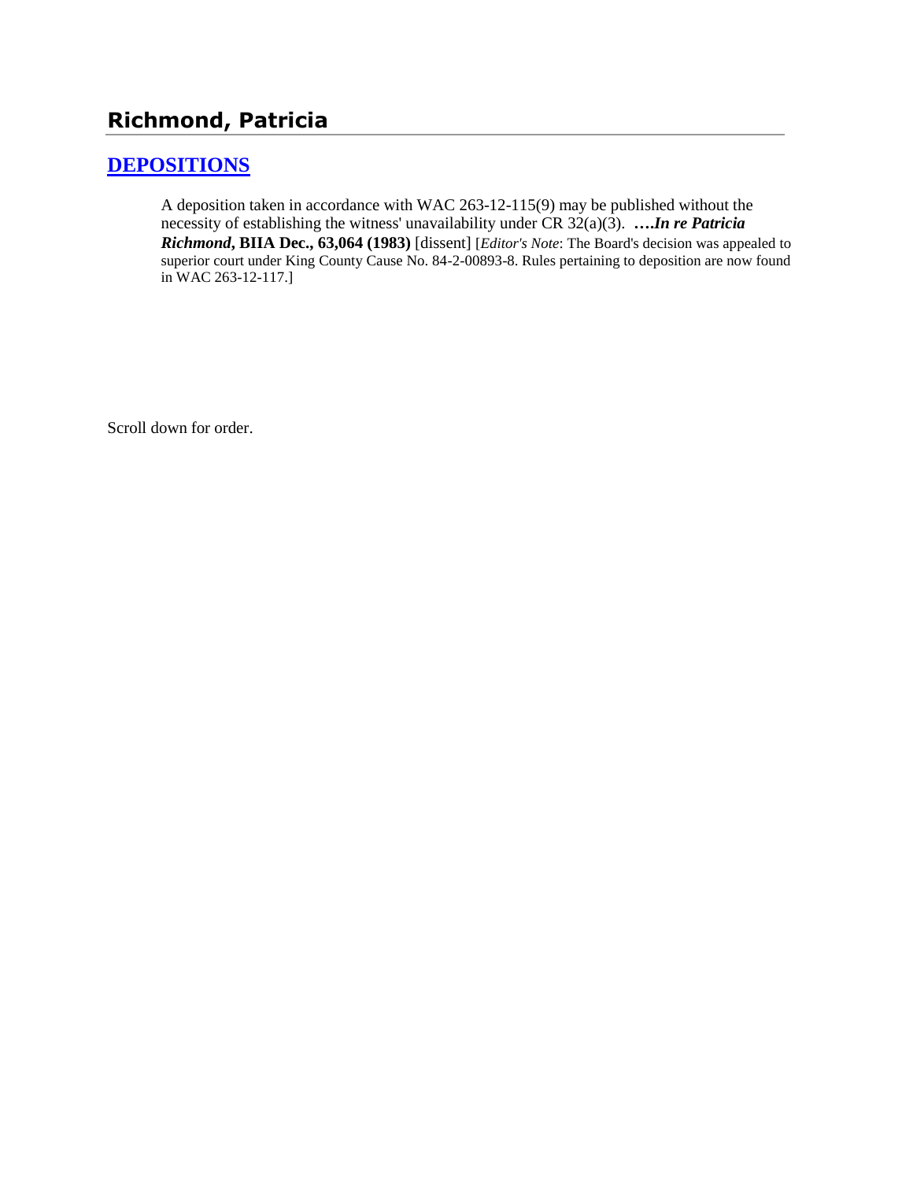# Richmond, Patricia

## DEPOSITIONS

A deposition taken in accordance with WAC 263-12-115(9) may be published without the necessity of establishing the witness' unavailability under CR 32(a)(3). ***….In re Patricia Richmond*, BIIA Dec., 63,064 (1983)** [dissent] [*Editor's Note*: The Board's decision was appealed to superior court under King County Cause No. 84-2-00893-8. Rules pertaining to deposition are now found in WAC 263-12-117.]

Scroll down for order.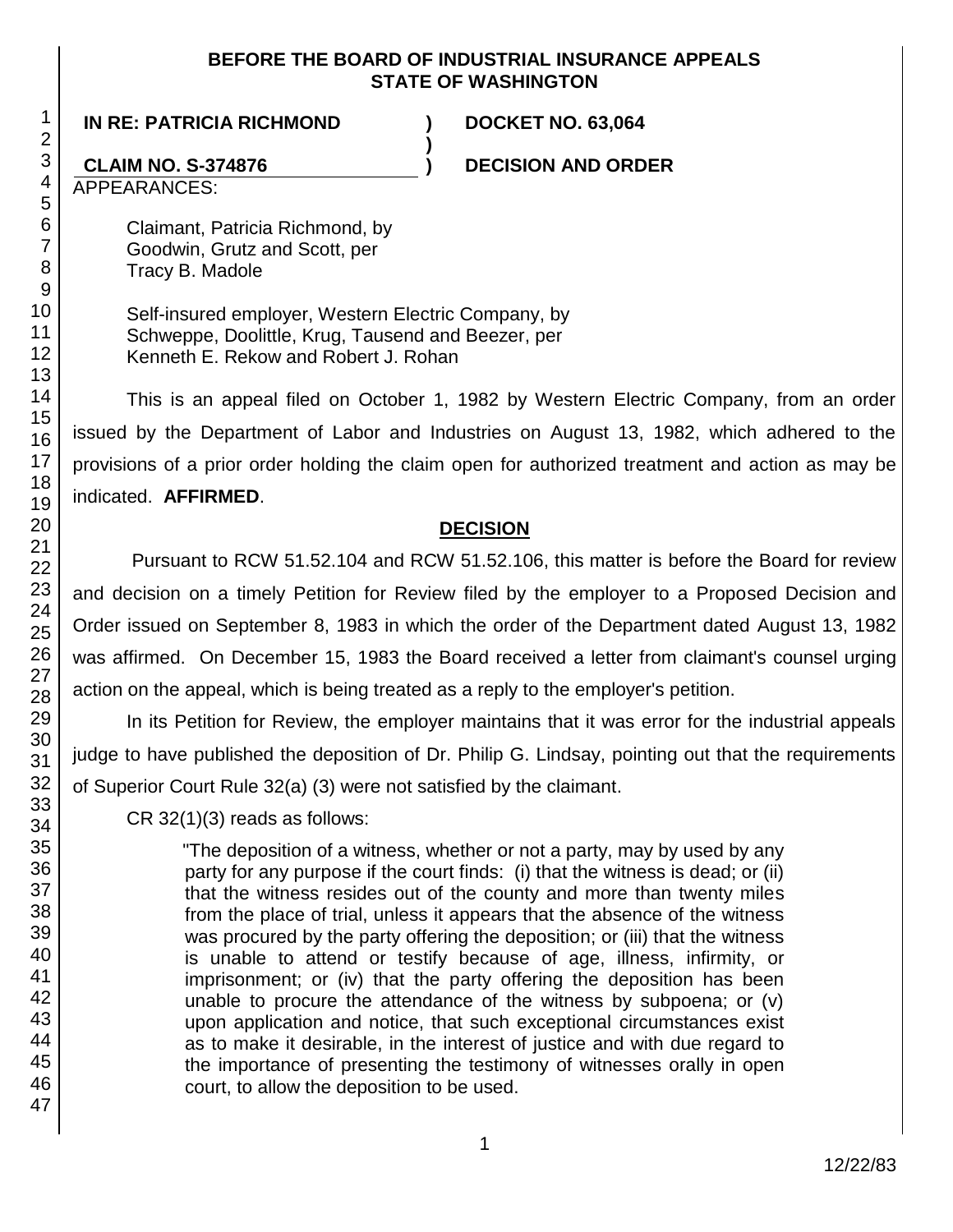**BEFORE THE BOARD OF INDUSTRIAL INSURANCE APPEALS STATE OF WASHINGTON**

**IN RE: PATRICIA RICHMOND ) DOCKET NO. 63,064**

**)**

**CLAIM NO. S-374876 ) DECISION AND ORDER**

APPEARANCES:

Claimant, Patricia Richmond, by
Goodwin, Grutz and Scott, per
Tracy B. Madole

Self-insured employer, Western Electric Company, by
Schweppe, Doolittle, Krug, Tausend and Beezer, per
Kenneth E. Rekow and Robert J. Rohan

This is an appeal filed on October 1, 1982 by Western Electric Company, from an order issued by the Department of Labor and Industries on August 13, 1982, which adhered to the provisions of a prior order holding the claim open for authorized treatment and action as may be indicated. **AFFIRMED**.

## DECISION

Pursuant to RCW 51.52.104 and RCW 51.52.106, this matter is before the Board for review and decision on a timely Petition for Review filed by the employer to a Proposed Decision and Order issued on September 8, 1983 in which the order of the Department dated August 13, 1982 was affirmed. On December 15, 1983 the Board received a letter from claimant's counsel urging action on the appeal, which is being treated as a reply to the employer's petition.

In its Petition for Review, the employer maintains that it was error for the industrial appeals judge to have published the deposition of Dr. Philip G. Lindsay, pointing out that the requirements of Superior Court Rule 32(a) (3) were not satisfied by the claimant.

CR 32(1)(3) reads as follows:

> "The deposition of a witness, whether or not a party, may by used by any party for any purpose if the court finds: (i) that the witness is dead; or (ii) that the witness resides out of the county and more than twenty miles from the place of trial, unless it appears that the absence of the witness was procured by the party offering the deposition; or (iii) that the witness is unable to attend or testify because of age, illness, infirmity, or imprisonment; or (iv) that the party offering the deposition has been unable to procure the attendance of the witness by subpoena; or (v) upon application and notice, that such exceptional circumstances exist as to make it desirable, in the interest of justice and with due regard to the importance of presenting the testimony of witnesses orally in open court, to allow the deposition to be used.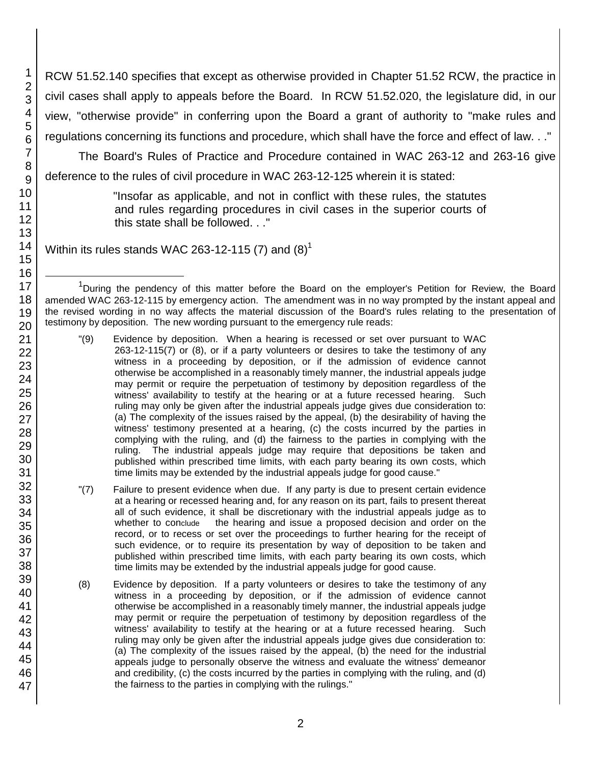RCW 51.52.140 specifies that except as otherwise provided in Chapter 51.52 RCW, the practice in civil cases shall apply to appeals before the Board. In RCW 51.52.020, the legislature did, in our view, "otherwise provide" in conferring upon the Board a grant of authority to "make rules and regulations concerning its functions and procedure, which shall have the force and effect of law. . ."

The Board's Rules of Practice and Procedure contained in WAC 263-12 and 263-16 give deference to the rules of civil procedure in WAC 263-12-125 wherein it is stated:

> "Insofar as applicable, and not in conflict with these rules, the statutes and rules regarding procedures in civil cases in the superior courts of this state shall be followed. . ."

Within its rules stands WAC 263-12-115 (7) and (8)[1]

---

[1] During the pendency of this matter before the Board on the employer's Petition for Review, the Board amended WAC 263-12-115 by emergency action. The amendment was in no way prompted by the instant appeal and the revised wording in no way affects the material discussion of the Board's rules relating to the presentation of testimony by deposition. The new wording pursuant to the emergency rule reads:

> "(9) Evidence by deposition. When a hearing is recessed or set over pursuant to WAC 263-12-115(7) or (8), or if a party volunteers or desires to take the testimony of any witness in a proceeding by deposition, or if the admission of evidence cannot otherwise be accomplished in a reasonably timely manner, the industrial appeals judge may permit or require the perpetuation of testimony by deposition regardless of the witness' availability to testify at the hearing or at a future recessed hearing. Such ruling may only be given after the industrial appeals judge gives due consideration to: (a) The complexity of the issues raised by the appeal, (b) the desirability of having the witness' testimony presented at a hearing, (c) the costs incurred by the parties in complying with the ruling, and (d) the fairness to the parties in complying with the ruling. The industrial appeals judge may require that depositions be taken and published within prescribed time limits, with each party bearing its own costs, which time limits may be extended by the industrial appeals judge for good cause."

> "(7) Failure to present evidence when due. If any party is due to present certain evidence at a hearing or recessed hearing and, for any reason on its part, fails to present thereat all of such evidence, it shall be discretionary with the industrial appeals judge as to whether to conclude the hearing and issue a proposed decision and order on the record, or to recess or set over the proceedings to further hearing for the receipt of such evidence, or to require its presentation by way of deposition to be taken and published within prescribed time limits, with each party bearing its own costs, which time limits may be extended by the industrial appeals judge for good cause.

> (8) Evidence by deposition. If a party volunteers or desires to take the testimony of any witness in a proceeding by deposition, or if the admission of evidence cannot otherwise be accomplished in a reasonably timely manner, the industrial appeals judge may permit or require the perpetuation of testimony by deposition regardless of the witness' availability to testify at the hearing or at a future recessed hearing. Such ruling may only be given after the industrial appeals judge gives due consideration to: (a) The complexity of the issues raised by the appeal, (b) the need for the industrial appeals judge to personally observe the witness and evaluate the witness' demeanor and credibility, (c) the costs incurred by the parties in complying with the ruling, and (d) the fairness to the parties in complying with the rulings."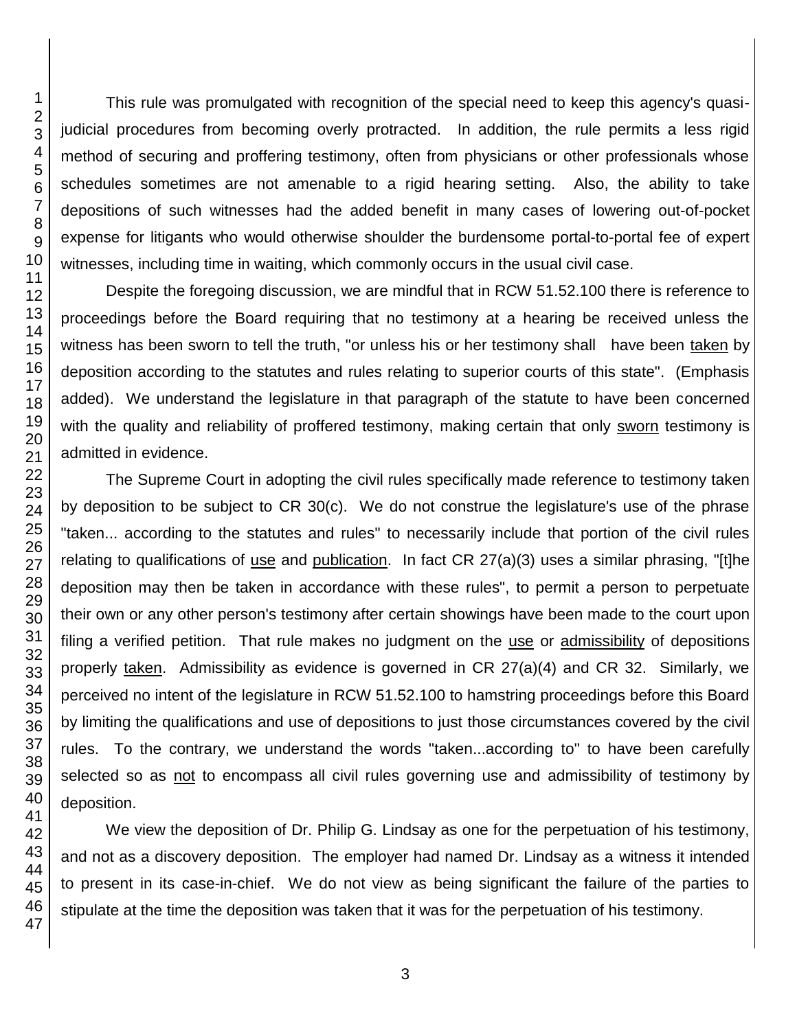This rule was promulgated with recognition of the special need to keep this agency's quasi-judicial procedures from becoming overly protracted. In addition, the rule permits a less rigid method of securing and proffering testimony, often from physicians or other professionals whose schedules sometimes are not amenable to a rigid hearing setting. Also, the ability to take depositions of such witnesses had the added benefit in many cases of lowering out-of-pocket expense for litigants who would otherwise shoulder the burdensome portal-to-portal fee of expert witnesses, including time in waiting, which commonly occurs in the usual civil case.

Despite the foregoing discussion, we are mindful that in RCW 51.52.100 there is reference to proceedings before the Board requiring that no testimony at a hearing be received unless the witness has been sworn to tell the truth, "or unless his or her testimony shall have been taken by deposition according to the statutes and rules relating to superior courts of this state". (Emphasis added). We understand the legislature in that paragraph of the statute to have been concerned with the quality and reliability of proffered testimony, making certain that only sworn testimony is admitted in evidence.

The Supreme Court in adopting the civil rules specifically made reference to testimony taken by deposition to be subject to CR 30(c). We do not construe the legislature's use of the phrase "taken... according to the statutes and rules" to necessarily include that portion of the civil rules relating to qualifications of use and publication. In fact CR 27(a)(3) uses a similar phrasing, "[t]he deposition may then be taken in accordance with these rules", to permit a person to perpetuate their own or any other person's testimony after certain showings have been made to the court upon filing a verified petition. That rule makes no judgment on the use or admissibility of depositions properly taken. Admissibility as evidence is governed in CR 27(a)(4) and CR 32. Similarly, we perceived no intent of the legislature in RCW 51.52.100 to hamstring proceedings before this Board by limiting the qualifications and use of depositions to just those circumstances covered by the civil rules. To the contrary, we understand the words "taken...according to" to have been carefully selected so as not to encompass all civil rules governing use and admissibility of testimony by deposition.

We view the deposition of Dr. Philip G. Lindsay as one for the perpetuation of his testimony, and not as a discovery deposition. The employer had named Dr. Lindsay as a witness it intended to present in its case-in-chief. We do not view as being significant the failure of the parties to stipulate at the time the deposition was taken that it was for the perpetuation of his testimony.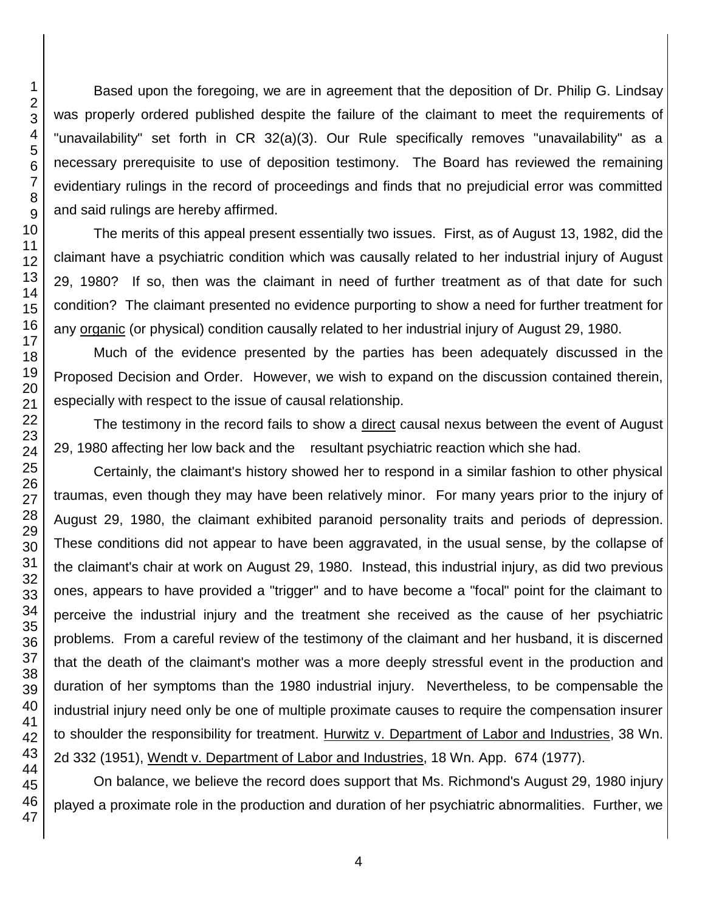Based upon the foregoing, we are in agreement that the deposition of Dr. Philip G. Lindsay was properly ordered published despite the failure of the claimant to meet the requirements of "unavailability" set forth in CR 32(a)(3). Our Rule specifically removes "unavailability" as a necessary prerequisite to use of deposition testimony. The Board has reviewed the remaining evidentiary rulings in the record of proceedings and finds that no prejudicial error was committed and said rulings are hereby affirmed.

The merits of this appeal present essentially two issues. First, as of August 13, 1982, did the claimant have a psychiatric condition which was causally related to her industrial injury of August 29, 1980? If so, then was the claimant in need of further treatment as of that date for such condition? The claimant presented no evidence purporting to show a need for further treatment for any organic (or physical) condition causally related to her industrial injury of August 29, 1980.

Much of the evidence presented by the parties has been adequately discussed in the Proposed Decision and Order. However, we wish to expand on the discussion contained therein, especially with respect to the issue of causal relationship.

The testimony in the record fails to show a direct causal nexus between the event of August 29, 1980 affecting her low back and the resultant psychiatric reaction which she had.

Certainly, the claimant's history showed her to respond in a similar fashion to other physical traumas, even though they may have been relatively minor. For many years prior to the injury of August 29, 1980, the claimant exhibited paranoid personality traits and periods of depression. These conditions did not appear to have been aggravated, in the usual sense, by the collapse of the claimant's chair at work on August 29, 1980. Instead, this industrial injury, as did two previous ones, appears to have provided a "trigger" and to have become a "focal" point for the claimant to perceive the industrial injury and the treatment she received as the cause of her psychiatric problems. From a careful review of the testimony of the claimant and her husband, it is discerned that the death of the claimant's mother was a more deeply stressful event in the production and duration of her symptoms than the 1980 industrial injury. Nevertheless, to be compensable the industrial injury need only be one of multiple proximate causes to require the compensation insurer to shoulder the responsibility for treatment. Hurwitz v. Department of Labor and Industries, 38 Wn. 2d 332 (1951), Wendt v. Department of Labor and Industries, 18 Wn. App. 674 (1977).

On balance, we believe the record does support that Ms. Richmond's August 29, 1980 injury played a proximate role in the production and duration of her psychiatric abnormalities. Further, we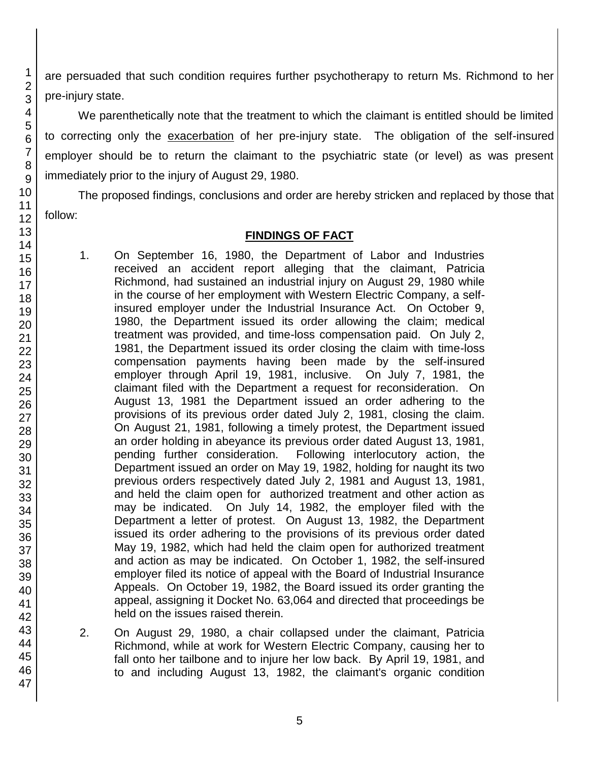are persuaded that such condition requires further psychotherapy to return Ms. Richmond to her pre-injury state.

We parenthetically note that the treatment to which the claimant is entitled should be limited to correcting only the exacerbation of her pre-injury state. The obligation of the self-insured employer should be to return the claimant to the psychiatric state (or level) as was present immediately prior to the injury of August 29, 1980.

The proposed findings, conclusions and order are hereby stricken and replaced by those that follow:

## FINDINGS OF FACT

1. On September 16, 1980, the Department of Labor and Industries received an accident report alleging that the claimant, Patricia Richmond, had sustained an industrial injury on August 29, 1980 while in the course of her employment with Western Electric Company, a self-insured employer under the Industrial Insurance Act. On October 9, 1980, the Department issued its order allowing the claim; medical treatment was provided, and time-loss compensation paid. On July 2, 1981, the Department issued its order closing the claim with time-loss compensation payments having been made by the self-insured employer through April 19, 1981, inclusive. On July 7, 1981, the claimant filed with the Department a request for reconsideration. On August 13, 1981 the Department issued an order adhering to the provisions of its previous order dated July 2, 1981, closing the claim. On August 21, 1981, following a timely protest, the Department issued an order holding in abeyance its previous order dated August 13, 1981, pending further consideration. Following interlocutory action, the Department issued an order on May 19, 1982, holding for naught its two previous orders respectively dated July 2, 1981 and August 13, 1981, and held the claim open for authorized treatment and other action as may be indicated. On July 14, 1982, the employer filed with the Department a letter of protest. On August 13, 1982, the Department issued its order adhering to the provisions of its previous order dated May 19, 1982, which had held the claim open for authorized treatment and action as may be indicated. On October 1, 1982, the self-insured employer filed its notice of appeal with the Board of Industrial Insurance Appeals. On October 19, 1982, the Board issued its order granting the appeal, assigning it Docket No. 63,064 and directed that proceedings be held on the issues raised therein.

2. On August 29, 1980, a chair collapsed under the claimant, Patricia Richmond, while at work for Western Electric Company, causing her to fall onto her tailbone and to injure her low back. By April 19, 1981, and to and including August 13, 1982, the claimant's organic condition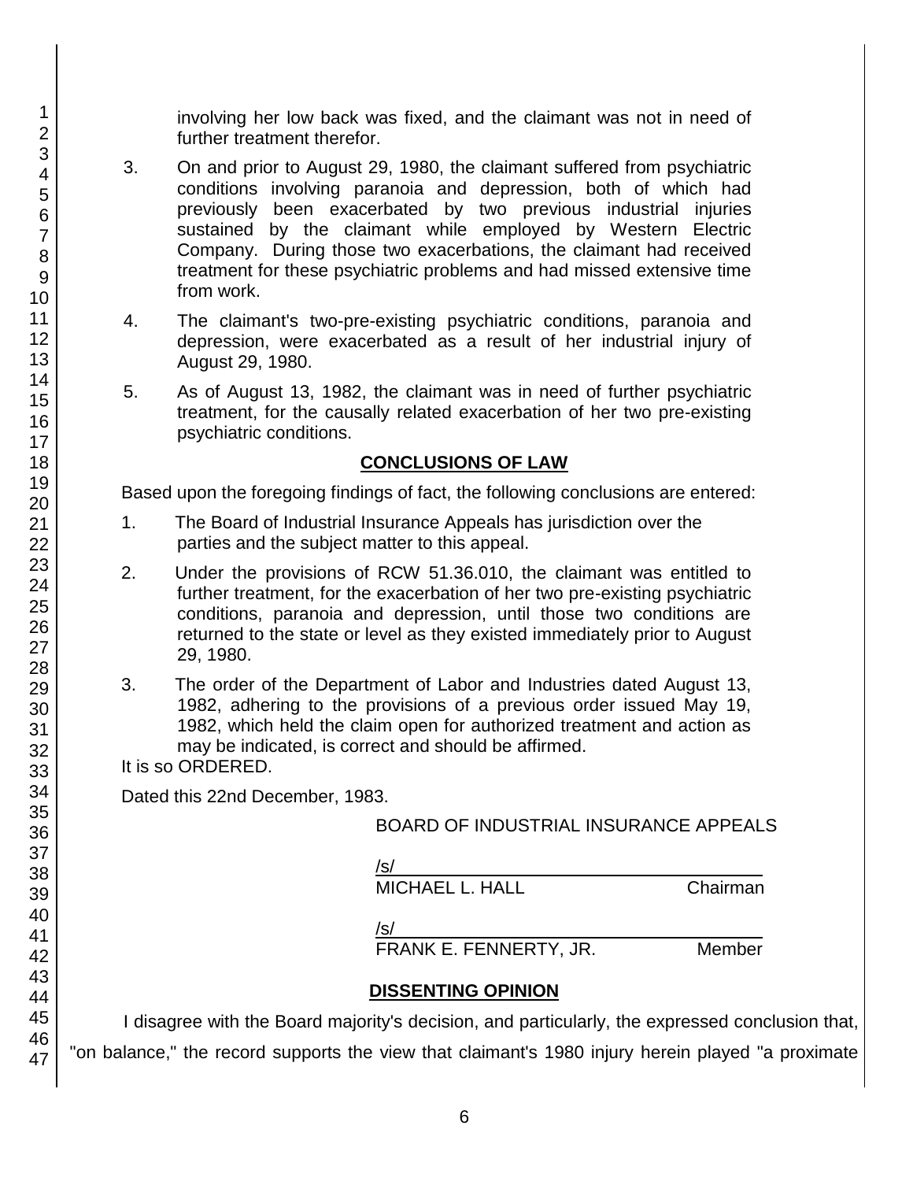involving her low back was fixed, and the claimant was not in need of further treatment therefor.

3. On and prior to August 29, 1980, the claimant suffered from psychiatric conditions involving paranoia and depression, both of which had previously been exacerbated by two previous industrial injuries sustained by the claimant while employed by Western Electric Company. During those two exacerbations, the claimant had received treatment for these psychiatric problems and had missed extensive time from work.

4. The claimant's two-pre-existing psychiatric conditions, paranoia and depression, were exacerbated as a result of her industrial injury of August 29, 1980.

5. As of August 13, 1982, the claimant was in need of further psychiatric treatment, for the causally related exacerbation of her two pre-existing psychiatric conditions.

## CONCLUSIONS OF LAW

Based upon the foregoing findings of fact, the following conclusions are entered:

1. The Board of Industrial Insurance Appeals has jurisdiction over the parties and the subject matter to this appeal.

2. Under the provisions of RCW 51.36.010, the claimant was entitled to further treatment, for the exacerbation of her two pre-existing psychiatric conditions, paranoia and depression, until those two conditions are returned to the state or level as they existed immediately prior to August 29, 1980.

3. The order of the Department of Labor and Industries dated August 13, 1982, adhering to the provisions of a previous order issued May 19, 1982, which held the claim open for authorized treatment and action as may be indicated, is correct and should be affirmed.

It is so ORDERED.

Dated this 22nd December, 1983.

BOARD OF INDUSTRIAL INSURANCE APPEALS

/s/
MICHAEL L. HALL Chairman

/s/
FRANK E. FENNERTY, JR. Member

## DISSENTING OPINION

I disagree with the Board majority's decision, and particularly, the expressed conclusion that, "on balance," the record supports the view that claimant's 1980 injury herein played "a proximate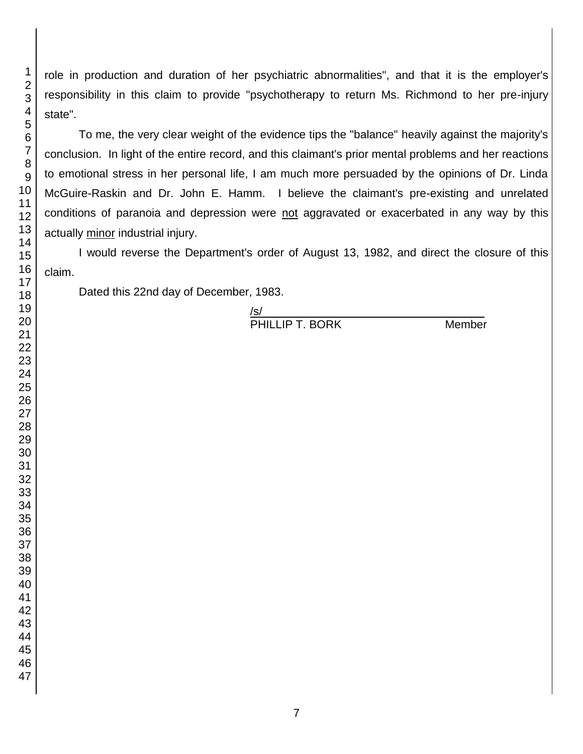role in production and duration of her psychiatric abnormalities", and that it is the employer's responsibility in this claim to provide "psychotherapy to return Ms. Richmond to her pre-injury state".

To me, the very clear weight of the evidence tips the "balance" heavily against the majority's conclusion. In light of the entire record, and this claimant's prior mental problems and her reactions to emotional stress in her personal life, I am much more persuaded by the opinions of Dr. Linda McGuire-Raskin and Dr. John E. Hamm. I believe the claimant's pre-existing and unrelated conditions of paranoia and depression were not aggravated or exacerbated in any way by this actually minor industrial injury.

I would reverse the Department's order of August 13, 1982, and direct the closure of this claim.

Dated this 22nd day of December, 1983.

/s/
PHILLIP T. BORK — Member